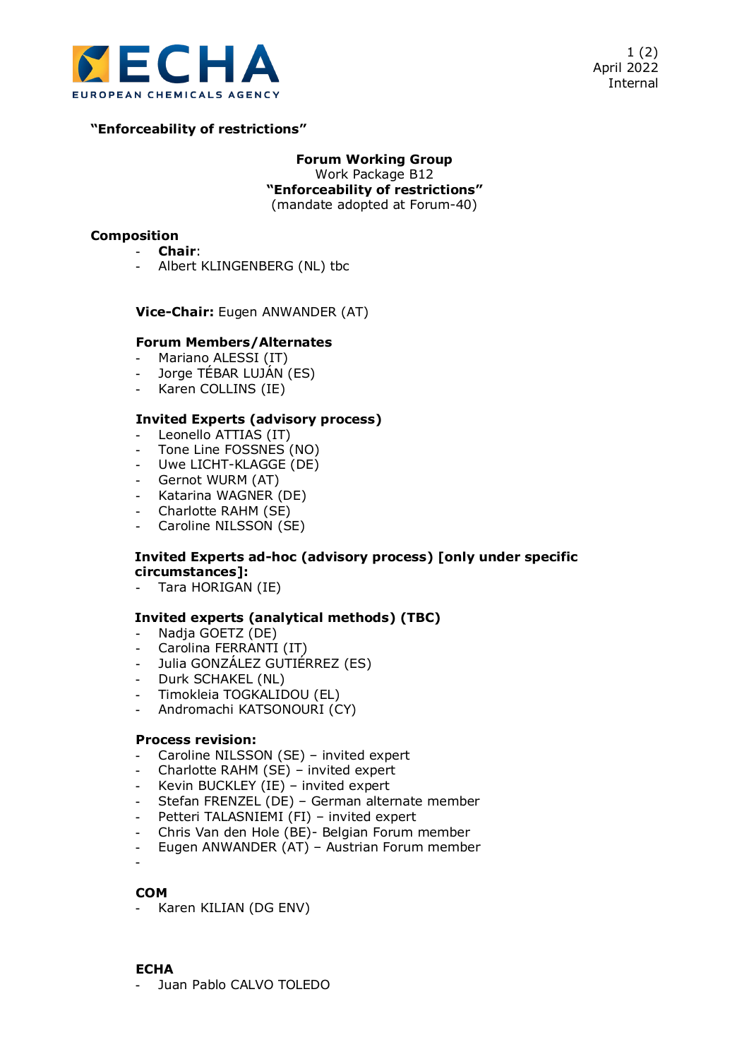**"Enforceability of restrictions"**

**Forum Working Group**
Work Package B12
**"Enforceability of restrictions"**
(mandate adopted at Forum-40)

**Composition**

- **Chair**:
- Albert KLINGENBERG (NL) tbc

**Vice-Chair:** Eugen ANWANDER (AT)

**Forum Members/Alternates**

- Mariano ALESSI (IT)
- Jorge TÉBAR LUJÁN (ES)
- Karen COLLINS (IE)

**Invited Experts (advisory process)**

- Leonello ATTIAS (IT)
- Tone Line FOSSNES (NO)
- Uwe LICHT-KLAGGE (DE)
- Gernot WURM (AT)
- Katarina WAGNER (DE)
- Charlotte RAHM (SE)
- Caroline NILSSON (SE)

**Invited Experts ad-hoc (advisory process) [only under specific circumstances]:**

- Tara HORIGAN (IE)

**Invited experts (analytical methods) (TBC)**

- Nadja GOETZ (DE)
- Carolina FERRANTI (IT)
- Julia GONZÁLEZ GUTIÉRREZ (ES)
- Durk SCHAKEL (NL)
- Timokleia TOGKALIDOU (EL)
- Andromachi KATSONOURI (CY)

**Process revision:**

- Caroline NILSSON (SE) – invited expert
- Charlotte RAHM (SE) – invited expert
- Kevin BUCKLEY (IE) – invited expert
- Stefan FRENZEL (DE) – German alternate member
- Petteri TALASNIEMI (FI) – invited expert
- Chris Van den Hole (BE)- Belgian Forum member
- Eugen ANWANDER (AT) – Austrian Forum member
-

**COM**

- Karen KILIAN (DG ENV)

**ECHA**

- Juan Pablo CALVO TOLEDO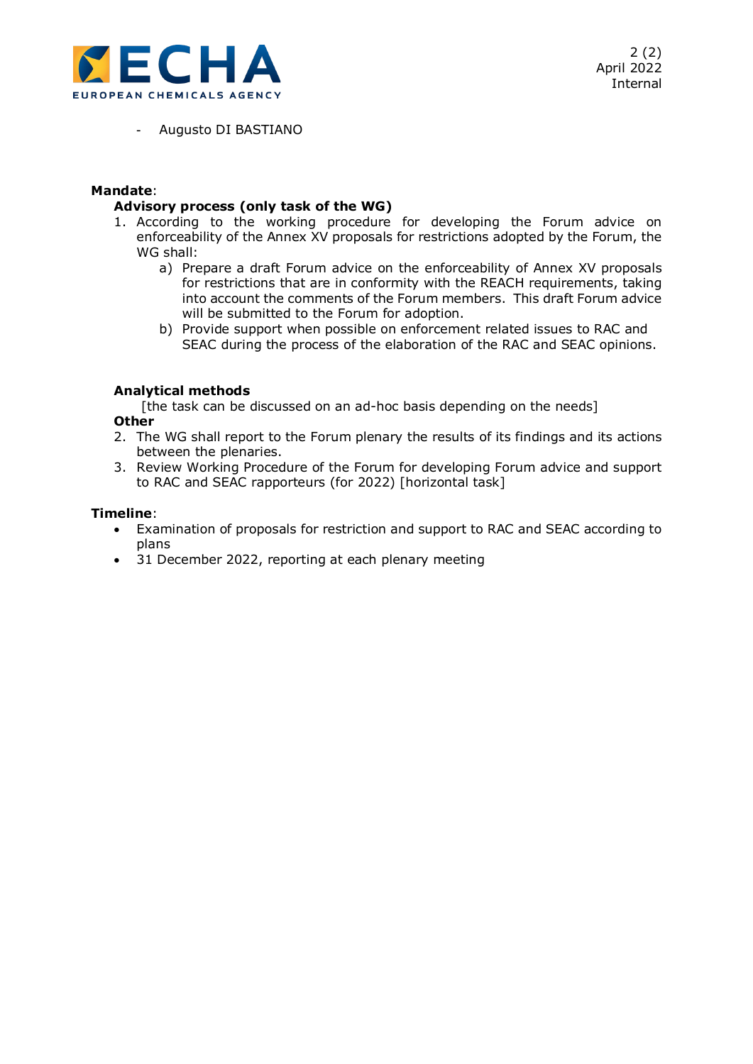- Augusto DI BASTIANO

**Mandate**:

**Advisory process (only task of the WG)**

1. According to the working procedure for developing the Forum advice on enforceability of the Annex XV proposals for restrictions adopted by the Forum, the WG shall:
   a) Prepare a draft Forum advice on the enforceability of Annex XV proposals for restrictions that are in conformity with the REACH requirements, taking into account the comments of the Forum members. This draft Forum advice will be submitted to the Forum for adoption.
   b) Provide support when possible on enforcement related issues to RAC and SEAC during the process of the elaboration of the RAC and SEAC opinions.

**Analytical methods**

[the task can be discussed on an ad-hoc basis depending on the needs]

**Other**

2. The WG shall report to the Forum plenary the results of its findings and its actions between the plenaries.
3. Review Working Procedure of the Forum for developing Forum advice and support to RAC and SEAC rapporteurs (for 2022) [horizontal task]

**Timeline**:

- Examination of proposals for restriction and support to RAC and SEAC according to plans
- 31 December 2022, reporting at each plenary meeting